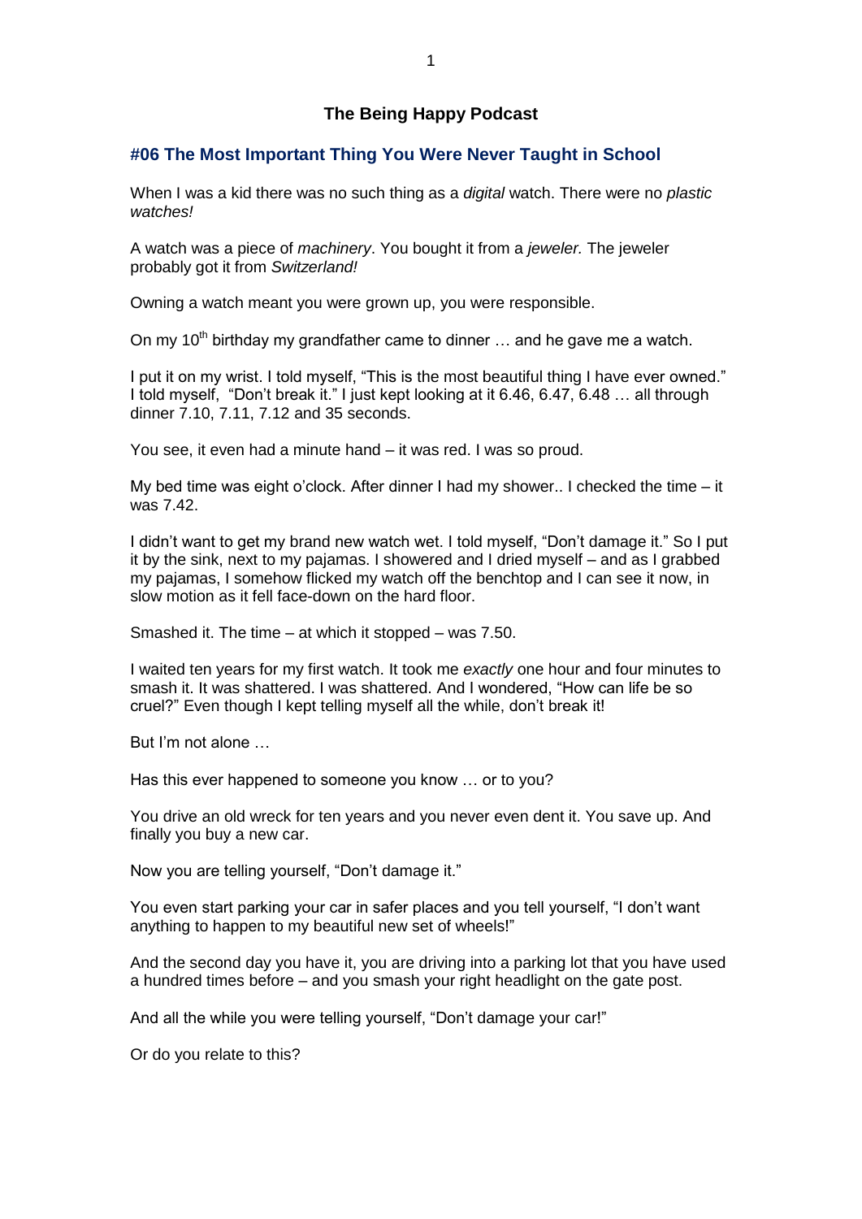# The Being Happy Podcast

## #06 The Most Important Thing You Were Never Taught in School

When I was a kid there was no such thing as a *digital* watch. There were no *plastic watches!*

A watch was a piece of *machinery*. You bought it from a *jeweler.* The jeweler probably got it from *Switzerland!*

Owning a watch meant you were grown up, you were responsible.

On my 10th birthday my grandfather came to dinner … and he gave me a watch.

I put it on my wrist. I told myself, "This is the most beautiful thing I have ever owned." I told myself, "Don't break it." I just kept looking at it 6.46, 6.47, 6.48 … all through dinner 7.10, 7.11, 7.12 and 35 seconds.

You see, it even had a minute hand – it was red. I was so proud.

My bed time was eight o'clock. After dinner I had my shower.. I checked the time – it was 7.42.

I didn't want to get my brand new watch wet. I told myself, "Don't damage it." So I put it by the sink, next to my pajamas. I showered and I dried myself – and as I grabbed my pajamas, I somehow flicked my watch off the benchtop and I can see it now, in slow motion as it fell face-down on the hard floor.

Smashed it. The time – at which it stopped – was 7.50.

I waited ten years for my first watch. It took me *exactly* one hour and four minutes to smash it. It was shattered. I was shattered. And I wondered, "How can life be so cruel?" Even though I kept telling myself all the while, don't break it!

But I'm not alone …

Has this ever happened to someone you know … or to you?

You drive an old wreck for ten years and you never even dent it. You save up. And finally you buy a new car.

Now you are telling yourself, "Don't damage it."

You even start parking your car in safer places and you tell yourself, "I don't want anything to happen to my beautiful new set of wheels!"

And the second day you have it, you are driving into a parking lot that you have used a hundred times before – and you smash your right headlight on the gate post.

And all the while you were telling yourself, "Don't damage your car!"

Or do you relate to this?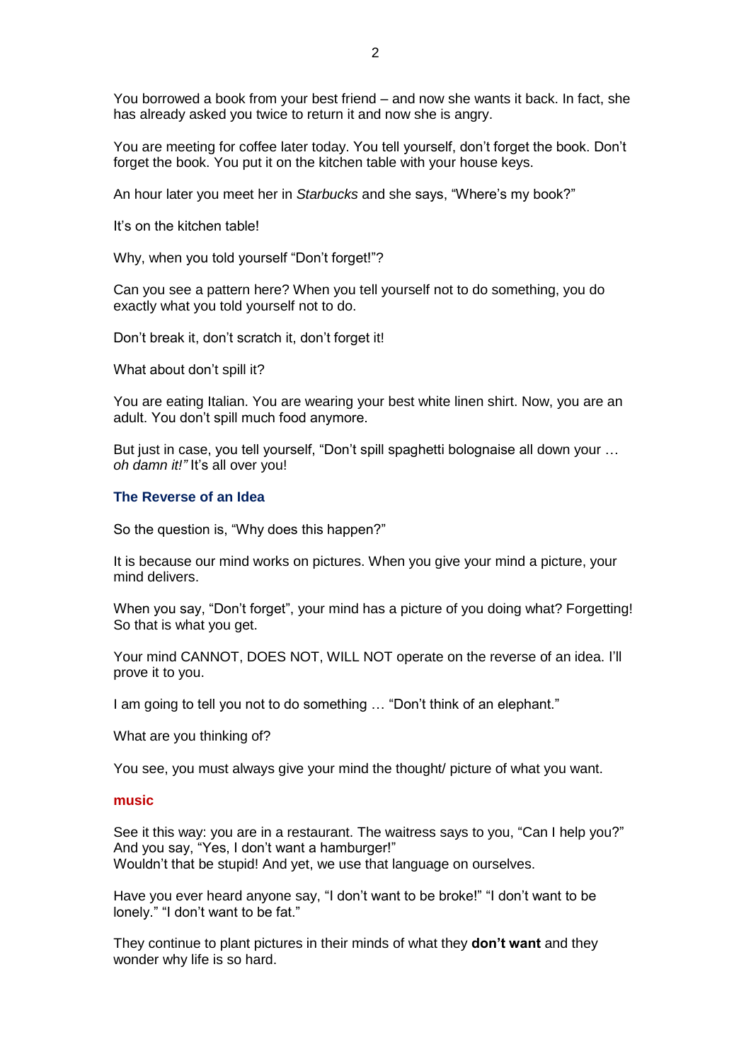You borrowed a book from your best friend – and now she wants it back. In fact, she has already asked you twice to return it and now she is angry.

You are meeting for coffee later today. You tell yourself, don't forget the book. Don't forget the book. You put it on the kitchen table with your house keys.

An hour later you meet her in *Starbucks* and she says, "Where's my book?"

It's on the kitchen table!

Why, when you told yourself "Don't forget!"?

Can you see a pattern here? When you tell yourself not to do something, you do exactly what you told yourself not to do.

Don't break it, don't scratch it, don't forget it!

What about don't spill it?

You are eating Italian. You are wearing your best white linen shirt. Now, you are an adult. You don't spill much food anymore.

But just in case, you tell yourself, "Don't spill spaghetti bolognaise all down your … *oh damn it!"* It's all over you!

### The Reverse of an Idea

So the question is, "Why does this happen?"

It is because our mind works on pictures. When you give your mind a picture, your mind delivers.

When you say, "Don't forget", your mind has a picture of you doing what? Forgetting! So that is what you get.

Your mind CANNOT, DOES NOT, WILL NOT operate on the reverse of an idea. I'll prove it to you.

I am going to tell you not to do something … "Don't think of an elephant."

What are you thinking of?

You see, you must always give your mind the thought/ picture of what you want.

**music**

See it this way: you are in a restaurant. The waitress says to you, "Can I help you?" And you say, "Yes, I don't want a hamburger!"
Wouldn't that be stupid! And yet, we use that language on ourselves.

Have you ever heard anyone say, "I don't want to be broke!" "I don't want to be lonely." "I don't want to be fat."

They continue to plant pictures in their minds of what they **don't want** and they wonder why life is so hard.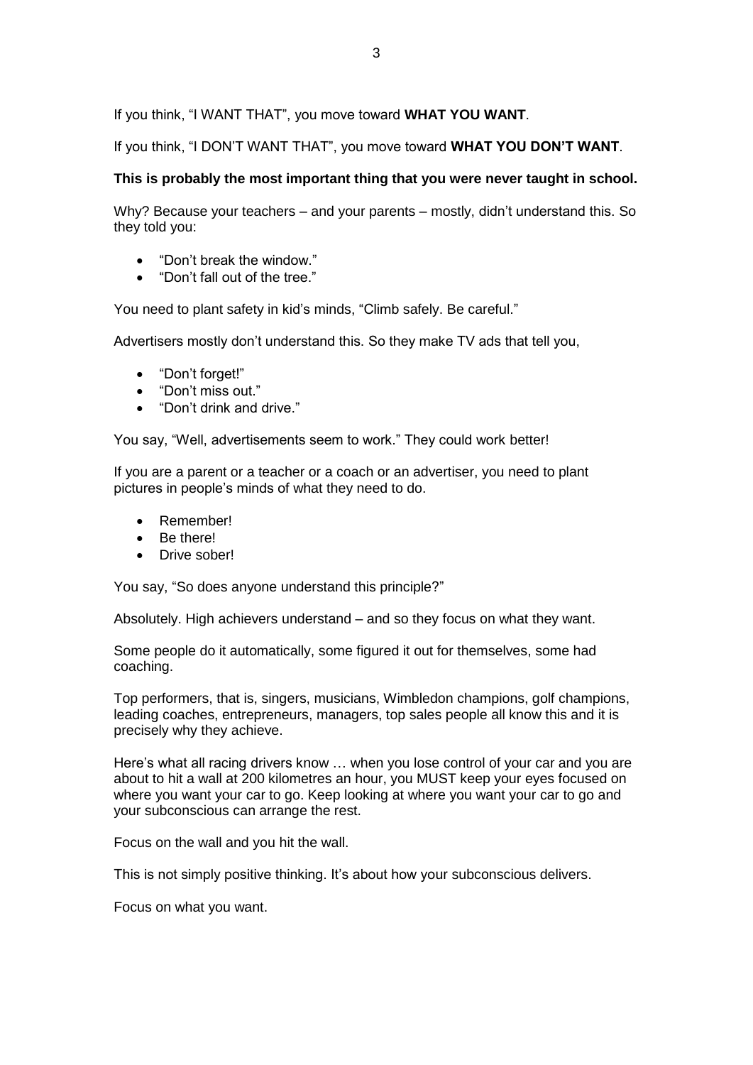If you think, "I WANT THAT", you move toward **WHAT YOU WANT**.

If you think, "I DON'T WANT THAT", you move toward **WHAT YOU DON'T WANT**.

**This is probably the most important thing that you were never taught in school.**

Why? Because your teachers – and your parents – mostly, didn't understand this. So they told you:

- "Don't break the window."
- "Don't fall out of the tree."

You need to plant safety in kid's minds, "Climb safely. Be careful."

Advertisers mostly don't understand this. So they make TV ads that tell you,

- "Don't forget!"
- "Don't miss out."
- "Don't drink and drive."

You say, "Well, advertisements seem to work." They could work better!

If you are a parent or a teacher or a coach or an advertiser, you need to plant pictures in people's minds of what they need to do.

- Remember!
- Be there!
- Drive sober!

You say, "So does anyone understand this principle?"

Absolutely. High achievers understand – and so they focus on what they want.

Some people do it automatically, some figured it out for themselves, some had coaching.

Top performers, that is, singers, musicians, Wimbledon champions, golf champions, leading coaches, entrepreneurs, managers, top sales people all know this and it is precisely why they achieve.

Here's what all racing drivers know … when you lose control of your car and you are about to hit a wall at 200 kilometres an hour, you MUST keep your eyes focused on where you want your car to go. Keep looking at where you want your car to go and your subconscious can arrange the rest.

Focus on the wall and you hit the wall.

This is not simply positive thinking. It's about how your subconscious delivers.

Focus on what you want.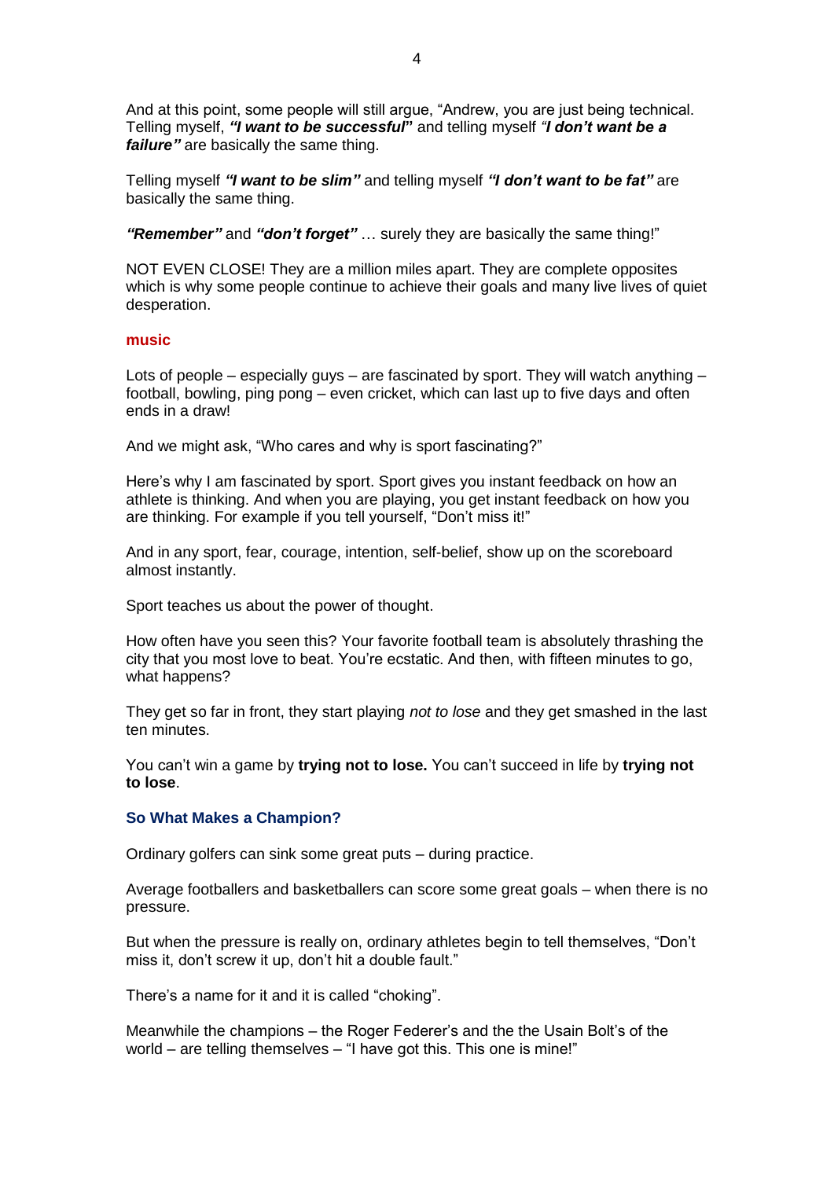And at this point, some people will still argue, "Andrew, you are just being technical. Telling myself, ***"I want to be successful*"** and telling myself *"**I don't want be a failure"*** are basically the same thing.

Telling myself ***"I want to be slim"*** and telling myself ***"I don't want to be fat"*** are basically the same thing.

***"Remember"*** and ***"don't forget"*** … surely they are basically the same thing!"

NOT EVEN CLOSE! They are a million miles apart. They are complete opposites which is why some people continue to achieve their goals and many live lives of quiet desperation.

**music**

Lots of people – especially guys – are fascinated by sport. They will watch anything – football, bowling, ping pong – even cricket, which can last up to five days and often ends in a draw!

And we might ask, "Who cares and why is sport fascinating?"

Here's why I am fascinated by sport. Sport gives you instant feedback on how an athlete is thinking. And when you are playing, you get instant feedback on how you are thinking. For example if you tell yourself, "Don't miss it!"

And in any sport, fear, courage, intention, self-belief, show up on the scoreboard almost instantly.

Sport teaches us about the power of thought.

How often have you seen this? Your favorite football team is absolutely thrashing the city that you most love to beat. You're ecstatic. And then, with fifteen minutes to go, what happens?

They get so far in front, they start playing *not to lose* and they get smashed in the last ten minutes.

You can't win a game by **trying not to lose.** You can't succeed in life by **trying not to lose**.

### So What Makes a Champion?

Ordinary golfers can sink some great puts – during practice.

Average footballers and basketballers can score some great goals – when there is no pressure.

But when the pressure is really on, ordinary athletes begin to tell themselves, "Don't miss it, don't screw it up, don't hit a double fault."

There's a name for it and it is called "choking".

Meanwhile the champions – the Roger Federer's and the the Usain Bolt's of the world – are telling themselves – "I have got this. This one is mine!"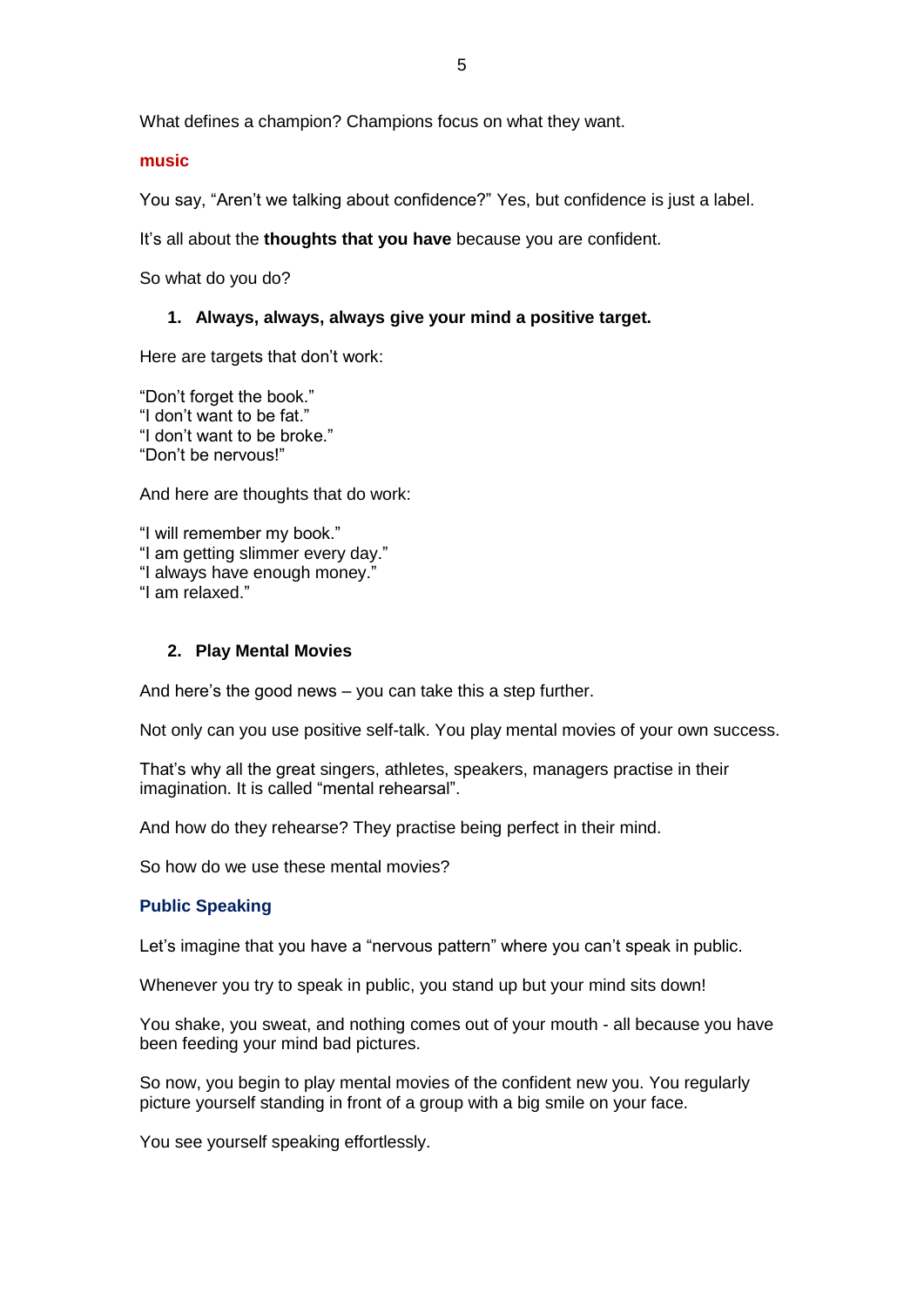What defines a champion? Champions focus on what they want.

**music**

You say, “Aren’t we talking about confidence?” Yes, but confidence is just a label.

It’s all about the **thoughts that you have** because you are confident.

So what do you do?

1. **Always, always, always give your mind a positive target.**

Here are targets that don’t work:

“Don’t forget the book.”
“I don’t want to be fat.”
“I don’t want to be broke.”
“Don’t be nervous!”

And here are thoughts that do work:

“I will remember my book.”
“I am getting slimmer every day.”
“I always have enough money.”
“I am relaxed.”

2. **Play Mental Movies**

And here’s the good news – you can take this a step further.

Not only can you use positive self-talk. You play mental movies of your own success.

That’s why all the great singers, athletes, speakers, managers practise in their imagination. It is called “mental rehearsal”.

And how do they rehearse? They practise being perfect in their mind.

So how do we use these mental movies?

**Public Speaking**

Let’s imagine that you have a “nervous pattern” where you can’t speak in public.

Whenever you try to speak in public, you stand up but your mind sits down!

You shake, you sweat, and nothing comes out of your mouth - all because you have been feeding your mind bad pictures.

So now, you begin to play mental movies of the confident new you. You regularly picture yourself standing in front of a group with a big smile on your face.

You see yourself speaking effortlessly.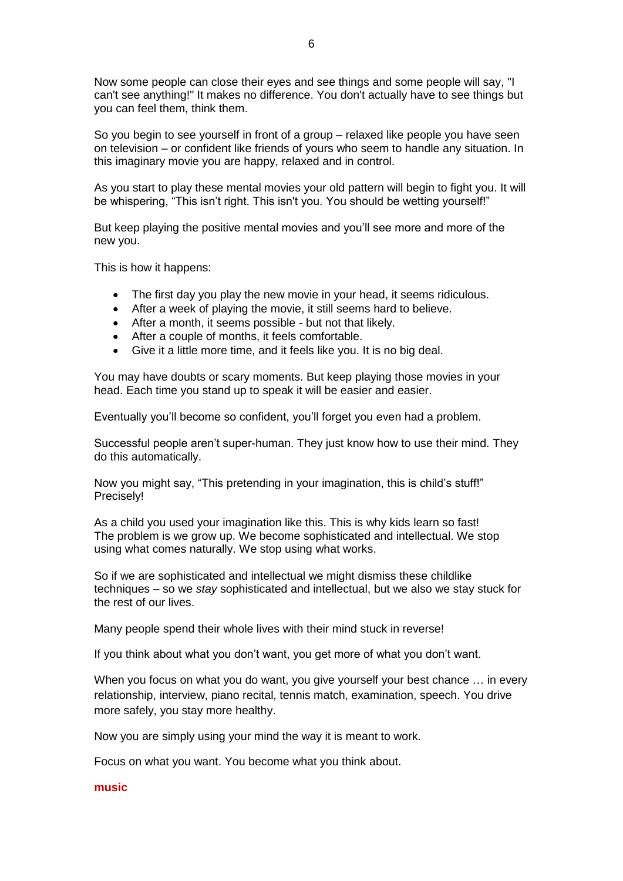Now some people can close their eyes and see things and some people will say, "I can't see anything!" It makes no difference. You don't actually have to see things but you can feel them, think them.

So you begin to see yourself in front of a group – relaxed like people you have seen on television – or confident like friends of yours who seem to handle any situation. In this imaginary movie you are happy, relaxed and in control.

As you start to play these mental movies your old pattern will begin to fight you. It will be whispering, "This isn't right. This isn't you. You should be wetting yourself!"

But keep playing the positive mental movies and you'll see more and more of the new you.

This is how it happens:

- The first day you play the new movie in your head, it seems ridiculous.
- After a week of playing the movie, it still seems hard to believe.
- After a month, it seems possible - but not that likely.
- After a couple of months, it feels comfortable.
- Give it a little more time, and it feels like you. It is no big deal.

You may have doubts or scary moments. But keep playing those movies in your head. Each time you stand up to speak it will be easier and easier.

Eventually you'll become so confident, you'll forget you even had a problem.

Successful people aren't super-human. They just know how to use their mind. They do this automatically.

Now you might say, "This pretending in your imagination, this is child's stuff!" Precisely!

As a child you used your imagination like this. This is why kids learn so fast! The problem is we grow up. We become sophisticated and intellectual. We stop using what comes naturally. We stop using what works.

So if we are sophisticated and intellectual we might dismiss these childlike techniques – so we *stay* sophisticated and intellectual, but we also we stay stuck for the rest of our lives.

Many people spend their whole lives with their mind stuck in reverse!

If you think about what you don't want, you get more of what you don't want.

When you focus on what you do want, you give yourself your best chance … in every relationship, interview, piano recital, tennis match, examination, speech. You drive more safely, you stay more healthy.

Now you are simply using your mind the way it is meant to work.

Focus on what you want. You become what you think about.

**music**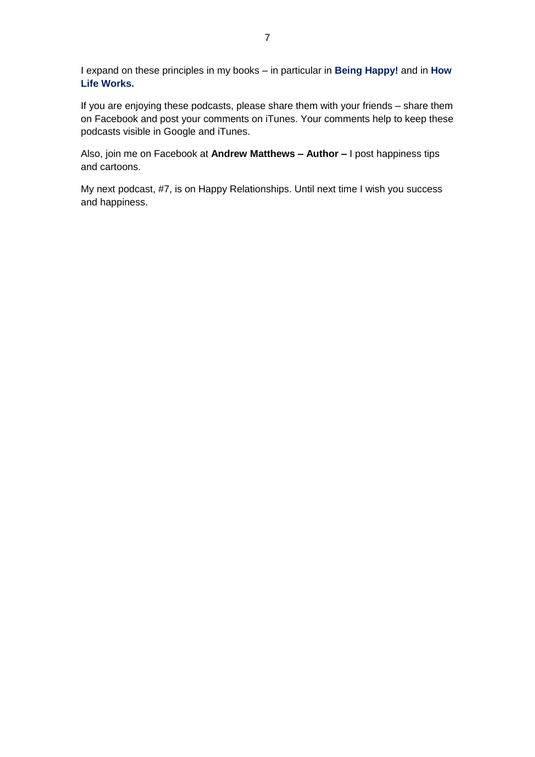I expand on these principles in my books – in particular in **Being Happy!** and in **How Life Works.**

If you are enjoying these podcasts, please share them with your friends – share them on Facebook and post your comments on iTunes. Your comments help to keep these podcasts visible in Google and iTunes.

Also, join me on Facebook at **Andrew Matthews – Author –** I post happiness tips and cartoons.

My next podcast, #7, is on Happy Relationships. Until next time I wish you success and happiness.